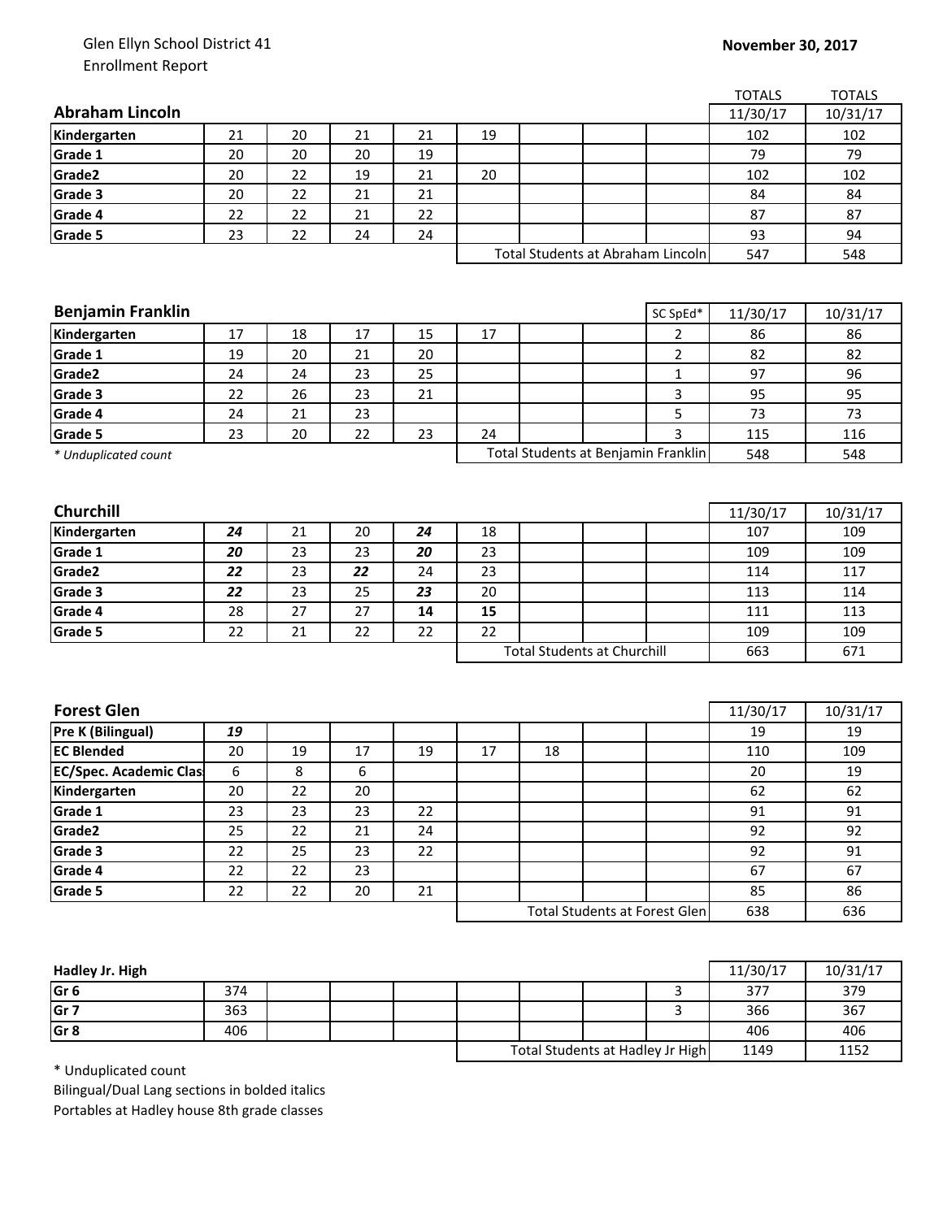Glen Ellyn School District 41
Enrollment Report

**November 30, 2017**

| **Abraham Lincoln** | | | | | | | | | TOTALS 11/30/17 | TOTALS 10/31/17 |
|---|---|---|---|---|---|---|---|---|---|---|
| **Kindergarten** | 21 | 20 | 21 | 21 | 19 | | | | 102 | 102 |
| **Grade 1** | 20 | 20 | 20 | 19 | | | | | 79 | 79 |
| **Grade2** | 20 | 22 | 19 | 21 | 20 | | | | 102 | 102 |
| **Grade 3** | 20 | 22 | 21 | 21 | | | | | 84 | 84 |
| **Grade 4** | 22 | 22 | 21 | 22 | | | | | 87 | 87 |
| **Grade 5** | 23 | 22 | 24 | 24 | | | | | 93 | 94 |
| | | | | | Total Students at Abraham Lincoln | | | | 547 | 548 |

| **Benjamin Franklin** | | | | | | | | SC SpEd* | 11/30/17 | 10/31/17 |
|---|---|---|---|---|---|---|---|---|---|---|
| **Kindergarten** | 17 | 18 | 17 | 15 | 17 | | | 2 | 86 | 86 |
| **Grade 1** | 19 | 20 | 21 | 20 | | | | 2 | 82 | 82 |
| **Grade2** | 24 | 24 | 23 | 25 | | | | 1 | 97 | 96 |
| **Grade 3** | 22 | 26 | 23 | 21 | | | | 3 | 95 | 95 |
| **Grade 4** | 24 | 21 | 23 | | | | | 5 | 73 | 73 |
| **Grade 5** | 23 | 20 | 22 | 23 | 24 | | | 3 | 115 | 116 |
| *\* Unduplicated count* | | | | | Total Students at Benjamin Franklin | | | | 548 | 548 |

| **Churchill** | | | | | | | | | 11/30/17 | 10/31/17 |
|---|---|---|---|---|---|---|---|---|---|---|
| **Kindergarten** | ***24*** | 21 | 20 | ***24*** | 18 | | | | 107 | 109 |
| **Grade 1** | ***20*** | 23 | 23 | ***20*** | 23 | | | | 109 | 109 |
| **Grade2** | ***22*** | 23 | ***22*** | 24 | 23 | | | | 114 | 117 |
| **Grade 3** | ***22*** | 23 | 25 | ***23*** | 20 | | | | 113 | 114 |
| **Grade 4** | 28 | 27 | 27 | **14** | **15** | | | | 111 | 113 |
| **Grade 5** | 22 | 21 | 22 | 22 | 22 | | | | 109 | 109 |
| | | | | | Total Students at Churchill | | | | 663 | 671 |

| **Forest Glen** | | | | | | | | | 11/30/17 | 10/31/17 |
|---|---|---|---|---|---|---|---|---|---|---|
| **Pre K (Bilingual)** | ***19*** | | | | | | | | 19 | 19 |
| **EC Blended** | 20 | 19 | 17 | 19 | 17 | 18 | | | 110 | 109 |
| **EC/Spec. Academic Clas** | 6 | 8 | 6 | | | | | | 20 | 19 |
| **Kindergarten** | 20 | 22 | 20 | | | | | | 62 | 62 |
| **Grade 1** | 23 | 23 | 23 | 22 | | | | | 91 | 91 |
| **Grade2** | 25 | 22 | 21 | 24 | | | | | 92 | 92 |
| **Grade 3** | 22 | 25 | 23 | 22 | | | | | 92 | 91 |
| **Grade 4** | 22 | 22 | 23 | | | | | | 67 | 67 |
| **Grade 5** | 22 | 22 | 20 | 21 | | | | | 85 | 86 |
| | | | | | Total Students at Forest Glen | | | | 638 | 636 |

| **Hadley Jr. High** | | | | | | | | | 11/30/17 | 10/31/17 |
|---|---|---|---|---|---|---|---|---|---|---|
| **Gr 6** | 374 | | | | | | | 3 | 377 | 379 |
| **Gr 7** | 363 | | | | | | | 3 | 366 | 367 |
| **Gr 8** | 406 | | | | | | | | 406 | 406 |
| | | | | | Total Students at Hadley Jr High | | | | 1149 | 1152 |

\* Unduplicated count
Bilingual/Dual Lang sections in bolded italics
Portables at Hadley house 8th grade classes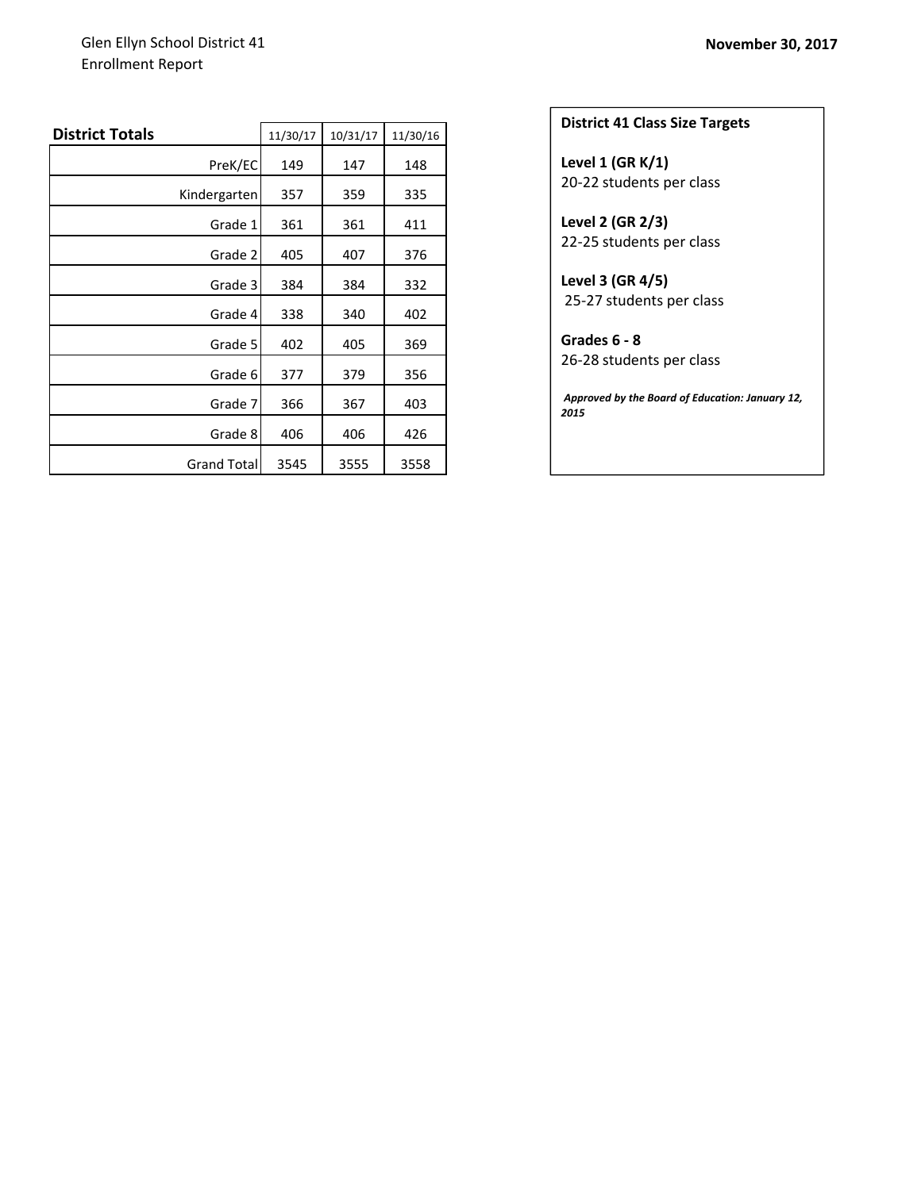Glen Ellyn School District 41
Enrollment Report

**November 30, 2017**

| **District Totals** | 11/30/17 | 10/31/17 | 11/30/16 |
|---|---|---|---|
| PreK/EC | 149 | 147 | 148 |
| Kindergarten | 357 | 359 | 335 |
| Grade 1 | 361 | 361 | 411 |
| Grade 2 | 405 | 407 | 376 |
| Grade 3 | 384 | 384 | 332 |
| Grade 4 | 338 | 340 | 402 |
| Grade 5 | 402 | 405 | 369 |
| Grade 6 | 377 | 379 | 356 |
| Grade 7 | 366 | 367 | 403 |
| Grade 8 | 406 | 406 | 426 |
| Grand Total | 3545 | 3555 | 3558 |

**District 41 Class Size Targets**

**Level 1 (GR K/1)**
20-22 students per class

**Level 2 (GR 2/3)**
22-25 students per class

**Level 3 (GR 4/5)**
25-27 students per class

**Grades 6 - 8**
26-28 students per class

***Approved by the Board of Education: January 12, 2015***